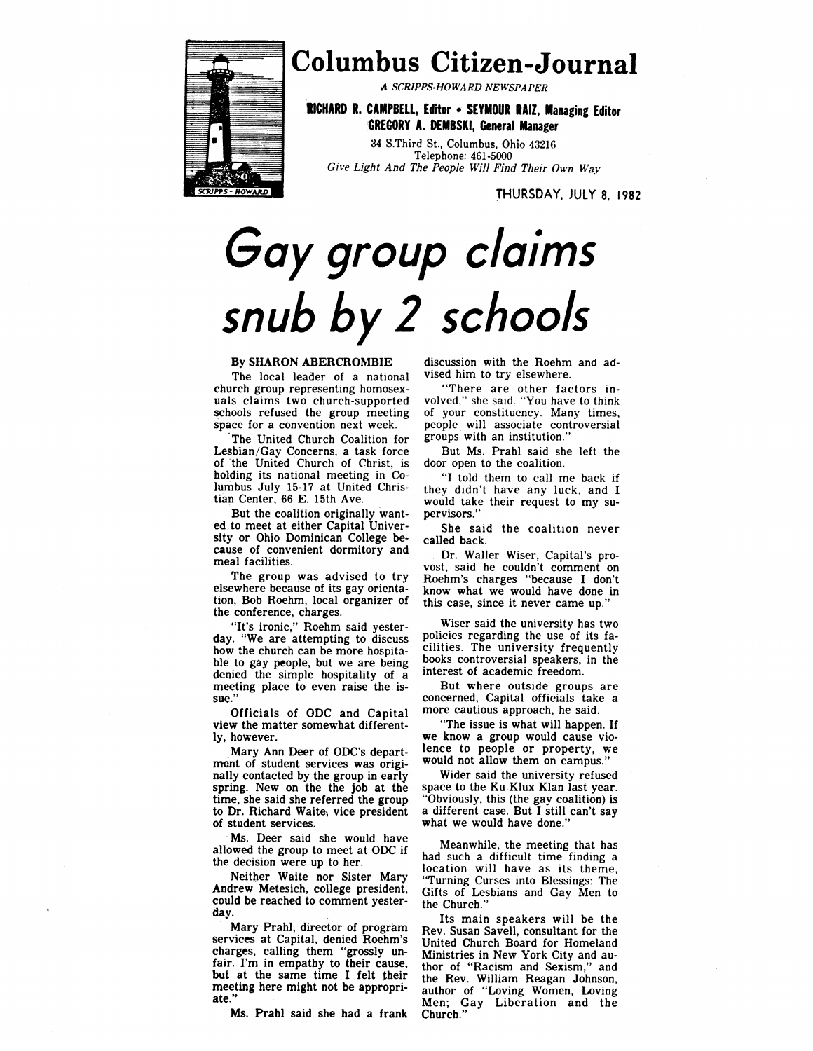# Columbus Citizen-Journal

*A SCRIPPS-HOWARD NEWSPAPER*

**RICHARD R. CAMPBELL, Editor • SEYMOUR RAIZ, Managing Editor**
**GREGORY A. DEMBSKI, General Manager**

34 S.Third St., Columbus, Ohio 43216
Telephone: 461-5000
*Give Light And The People Will Find Their Own Way*

THURSDAY, JULY 8, 1982

# *Gay group claims snub by 2 schools*

**By SHARON ABERCROMBIE**

The local leader of a national church group representing homosexuals claims two church-supported schools refused the group meeting space for a convention next week.

The United Church Coalition for Lesbian/Gay Concerns, a task force of the United Church of Christ, is holding its national meeting in Columbus July 15-17 at United Christian Center, 66 E. 15th Ave.

But the coalition originally wanted to meet at either Capital University or Ohio Dominican College because of convenient dormitory and meal facilities.

The group was advised to try elsewhere because of its gay orientation, Bob Roehm, local organizer of the conference, charges.

"It's ironic," Roehm said yesterday. "We are attempting to discuss how the church can be more hospitable to gay people, but we are being denied the simple hospitality of a meeting place to even raise the issue."

Officials of ODC and Capital view the matter somewhat differently, however.

Mary Ann Deer of ODC's department of student services was originally contacted by the group in early spring. New on the job at the time, she said she referred the group to Dr. Richard Waite, vice president of student services.

Ms. Deer said she would have allowed the group to meet at ODC if the decision were up to her.

Neither Waite nor Sister Mary Andrew Metesich, college president, could be reached to comment yesterday.

Mary Prahl, director of program services at Capital, denied Roehm's charges, calling them "grossly unfair. I'm in empathy to their cause, but at the same time I felt their meeting here might not be appropriate."

Ms. Prahl said she had a frank discussion with the Roehm and advised him to try elsewhere.

"There are other factors involved," she said. "You have to think of your constituency. Many times, people will associate controversial groups with an institution."

But Ms. Prahl said she left the door open to the coalition.

"I told them to call me back if they didn't have any luck, and I would take their request to my supervisors."

She said the coalition never called back.

Dr. Waller Wiser, Capital's provost, said he couldn't comment on Roehm's charges "because I don't know what we would have done in this case, since it never came up."

Wiser said the university has two policies regarding the use of its facilities. The university frequently books controversial speakers, in the interest of academic freedom.

But where outside groups are concerned, Capital officials take a more cautious approach, he said.

"The issue is what will happen. If we know a group would cause violence to people or property, we would not allow them on campus."

Wider said the university refused space to the Ku Klux Klan last year. "Obviously, this (the gay coalition) is a different case. But I still can't say what we would have done."

Meanwhile, the meeting that has had such a difficult time finding a location will have as its theme, "Turning Curses into Blessings: The Gifts of Lesbians and Gay Men to the Church."

Its main speakers will be the Rev. Susan Savell, consultant for the United Church Board for Homeland Ministries in New York City and author of "Racism and Sexism," and the Rev. William Reagan Johnson, author of "Loving Women, Loving Men; Gay Liberation and the Church."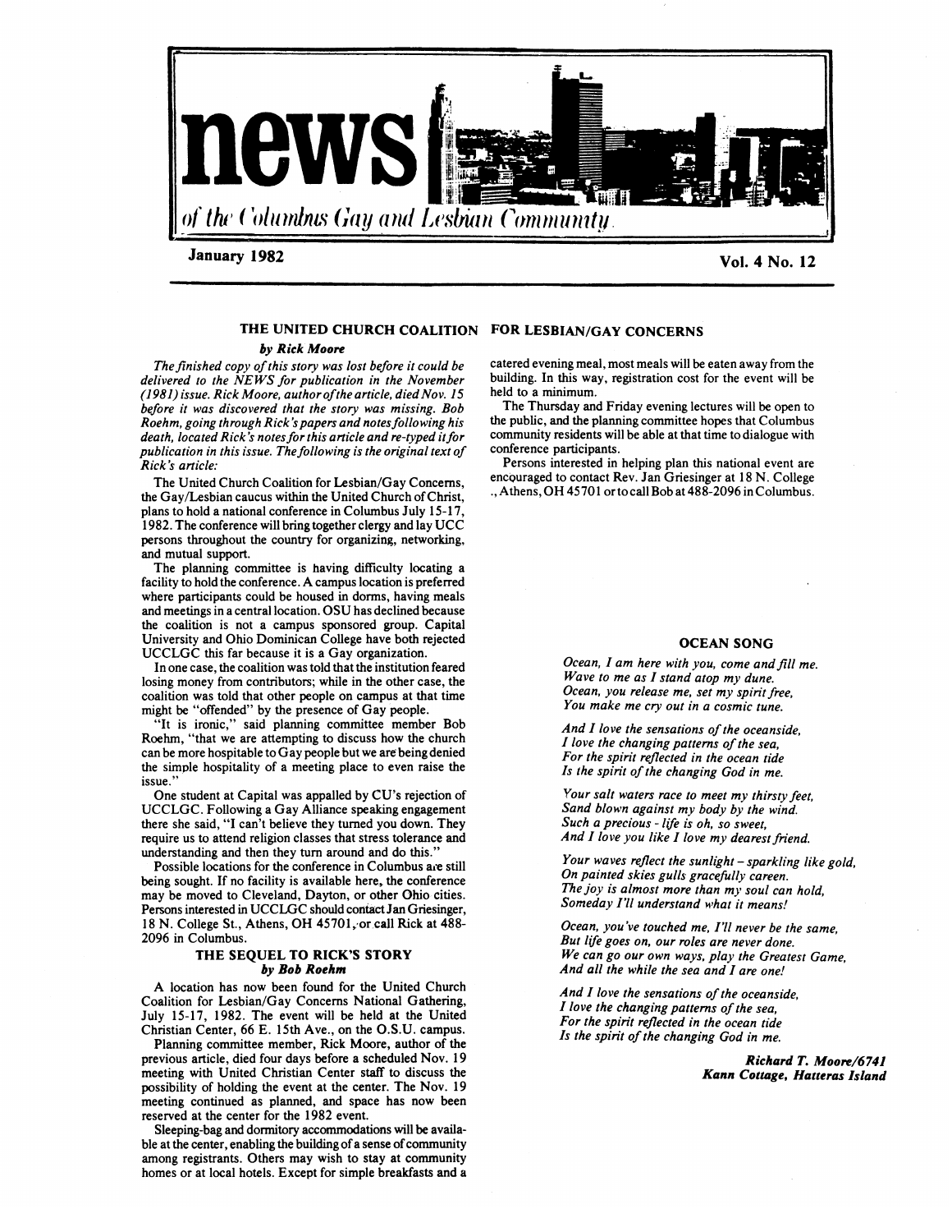# news of the Columbus Gay and Lesbian Community

January 1982

Vol. 4 No. 12

## THE UNITED CHURCH COALITION FOR LESBIAN/GAY CONCERNS

### *by Rick Moore*

*The finished copy of this story was lost before it could be delivered to the NEWS for publication in the November (1981) issue. Rick Moore, author of the article, died Nov. 15 before it was discovered that the story was missing. Bob Roehm, going through Rick's papers and notes following his death, located Rick's notes for this article and re-typed it for publication in this issue. The following is the original text of Rick's article:*

The United Church Coalition for Lesbian/Gay Concerns, the Gay/Lesbian caucus within the United Church of Christ, plans to hold a national conference in Columbus July 15-17, 1982. The conference will bring together clergy and lay UCC persons throughout the country for organizing, networking, and mutual support.

The planning committee is having difficulty locating a facility to hold the conference. A campus location is preferred where participants could be housed in dorms, having meals and meetings in a central location. OSU has declined because the coalition is not a campus sponsored group. Capital University and Ohio Dominican College have both rejected UCCLGC this far because it is a Gay organization.

In one case, the coalition was told that the institution feared losing money from contributors; while in the other case, the coalition was told that other people on campus at that time might be "offended" by the presence of Gay people.

"It is ironic," said planning committee member Bob Roehm, "that we are attempting to discuss how the church can be more hospitable to Gay people but we are being denied the simple hospitality of a meeting place to even raise the issue."

One student at Capital was appalled by CU's rejection of UCCLGC. Following a Gay Alliance speaking engagement there she said, "I can't believe they turned you down. They require us to attend religion classes that stress tolerance and understanding and then they turn around and do this."

Possible locations for the conference in Columbus are still being sought. If no facility is available here, the conference may be moved to Cleveland, Dayton, or other Ohio cities. Persons interested in UCCLGC should contact Jan Griesinger, 18 N. College St., Athens, OH 45701, or call Rick at 488-2096 in Columbus.

## THE SEQUEL TO RICK'S STORY

### *by Bob Roehm*

A location has now been found for the United Church Coalition for Lesbian/Gay Concerns National Gathering, July 15-17, 1982. The event will be held at the United Christian Center, 66 E. 15th Ave., on the O.S.U. campus.

Planning committee member, Rick Moore, author of the previous article, died four days before a scheduled Nov. 19 meeting with United Christian Center staff to discuss the possibility of holding the event at the center. The Nov. 19 meeting continued as planned, and space has now been reserved at the center for the 1982 event.

Sleeping-bag and dormitory accommodations will be available at the center, enabling the building of a sense of community among registrants. Others may wish to stay at community homes or at local hotels. Except for simple breakfasts and a catered evening meal, most meals will be eaten away from the building. In this way, registration cost for the event will be held to a minimum.

The Thursday and Friday evening lectures will be open to the public, and the planning committee hopes that Columbus community residents will be able at that time to dialogue with conference participants.

Persons interested in helping plan this national event are encouraged to contact Rev. Jan Griesinger at 18 N. College ., Athens, OH 45701 or to call Bob at 488-2096 in Columbus.

## OCEAN SONG

*Ocean, I am here with you, come and fill me.*
*Wave to me as I stand atop my dune.*
*Ocean, you release me, set my spirit free,*
*You make me cry out in a cosmic tune.*

*And I love the sensations of the oceanside,*
*I love the changing patterns of the sea,*
*For the spirit reflected in the ocean tide*
*Is the spirit of the changing God in me.*

*Your salt waters race to meet my thirsty feet,*
*Sand blown against my body by the wind.*
*Such a precious - life is oh, so sweet,*
*And I love you like I love my dearest friend.*

*Your waves reflect the sunlight – sparkling like gold,*
*On painted skies gulls gracefully careen.*
*The joy is almost more than my soul can hold,*
*Someday I'll understand what it means!*

*Ocean, you've touched me, I'll never be the same,*
*But life goes on, our roles are never done.*
*We can go our own ways, play the Greatest Game,*
*And all the while the sea and I are one!*

*And I love the sensations of the oceanside,*
*I love the changing patterns of the sea,*
*For the spirit reflected in the ocean tide*
*Is the spirit of the changing God in me.*

***Richard T. Moore/6741***
***Kann Cottage, Hatteras Island***